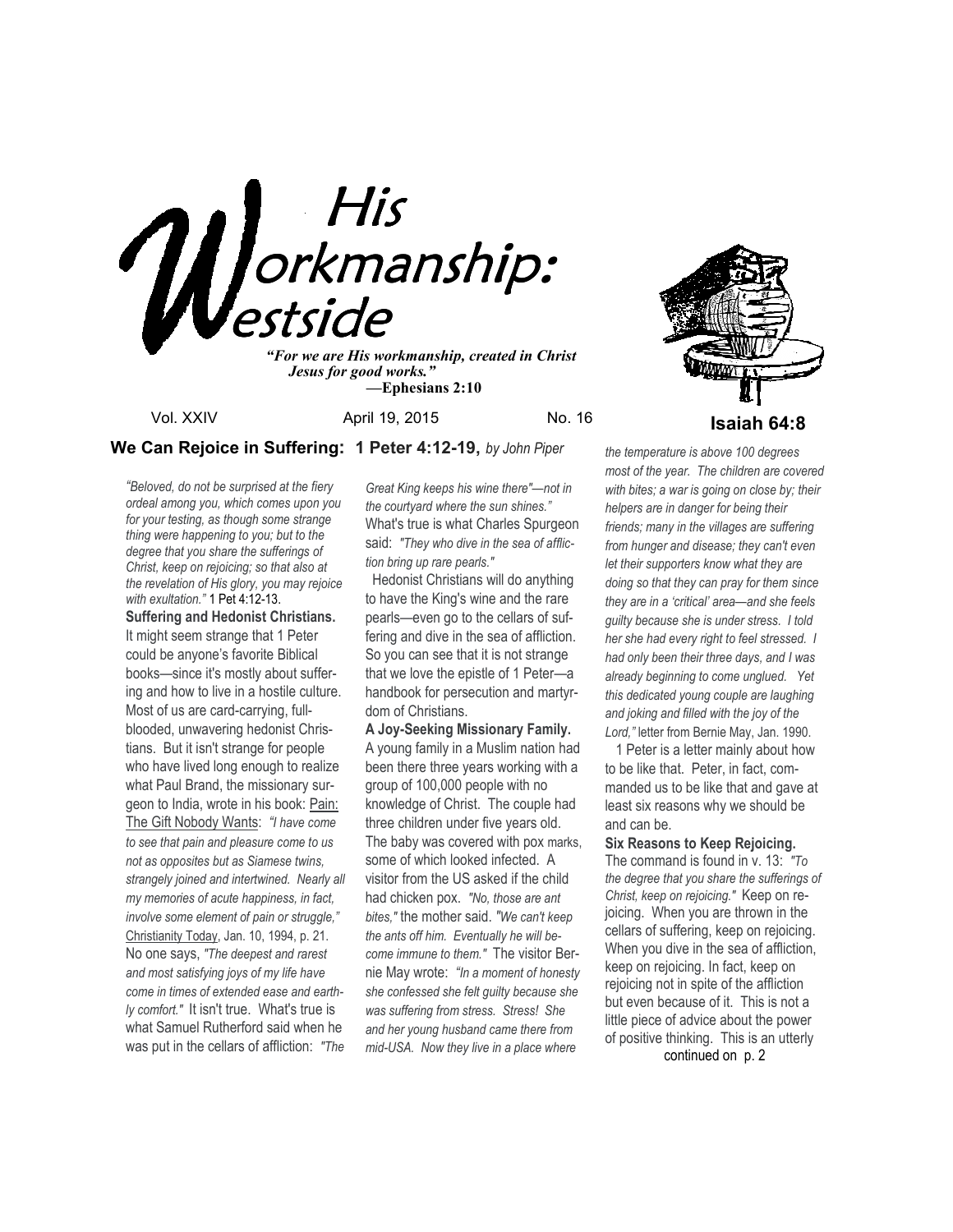# His Workmanship: Westside

***"For we are His workmanship, created in Christ Jesus for good works."***
**—Ephesians 2:10**

Vol. XXIV April 19, 2015 No. 16

**Isaiah 64:8**

## We Can Rejoice in Suffering: 1 Peter 4:12-19, *by John Piper*

*"Beloved, do not be surprised at the fiery ordeal among you, which comes upon you for your testing, as though some strange thing were happening to you; but to the degree that you share the sufferings of Christ, keep on rejoicing; so that also at the revelation of His glory, you may rejoice with exultation."* 1 Pet 4:12-13.

**Suffering and Hedonist Christians.** It might seem strange that 1 Peter could be anyone's favorite Biblical books—since it's mostly about suffering and how to live in a hostile culture. Most of us are card-carrying, full-blooded, unwavering hedonist Christians. But it isn't strange for people who have lived long enough to realize what Paul Brand, the missionary surgeon to India, wrote in his book: Pain: The Gift Nobody Wants: *"I have come to see that pain and pleasure come to us not as opposites but as Siamese twins, strangely joined and intertwined. Nearly all my memories of acute happiness, in fact, involve some element of pain or struggle,"* Christianity Today, Jan. 10, 1994, p. 21. No one says, *"The deepest and rarest and most satisfying joys of my life have come in times of extended ease and earthly comfort."* It isn't true. What's true is what Samuel Rutherford said when he was put in the cellars of affliction: *"The Great King keeps his wine there"—not in the courtyard where the sun shines."* What's true is what Charles Spurgeon said: *"They who dive in the sea of affliction bring up rare pearls."*

Hedonist Christians will do anything to have the King's wine and the rare pearls—even go to the cellars of suffering and dive in the sea of affliction. So you can see that it is not strange that we love the epistle of 1 Peter—a handbook for persecution and martyrdom of Christians.

**A Joy-Seeking Missionary Family.** A young family in a Muslim nation had been there three years working with a group of 100,000 people with no knowledge of Christ. The couple had three children under five years old. The baby was covered with pox marks, some of which looked infected. A visitor from the US asked if the child had chicken pox. *"No, those are ant bites,"* the mother said. *"We can't keep the ants off him. Eventually he will become immune to them."* The visitor Bernie May wrote: *"In a moment of honesty she confessed she felt guilty because she was suffering from stress. Stress! She and her young husband came there from mid-USA. Now they live in a place where the temperature is above 100 degrees most of the year. The children are covered with bites; a war is going on close by; their helpers are in danger for being their friends; many in the villages are suffering from hunger and disease; they can't even let their supporters know what they are doing so that they can pray for them since they are in a 'critical' area—and she feels guilty because she is under stress. I told her she had every right to feel stressed. I had only been their three days, and I was already beginning to come unglued. Yet this dedicated young couple are laughing and joking and filled with the joy of the Lord,"* letter from Bernie May, Jan. 1990.

1 Peter is a letter mainly about how to be like that. Peter, in fact, commanded us to be like that and gave at least six reasons why we should be and can be.

**Six Reasons to Keep Rejoicing.** The command is found in v. 13: *"To the degree that you share the sufferings of Christ, keep on rejoicing."* Keep on rejoicing. When you are thrown in the cellars of suffering, keep on rejoicing. When you dive in the sea of affliction, keep on rejoicing. In fact, keep on rejoicing not in spite of the affliction but even because of it. This is not a little piece of advice about the power of positive thinking. This is an utterly

continued on p. 2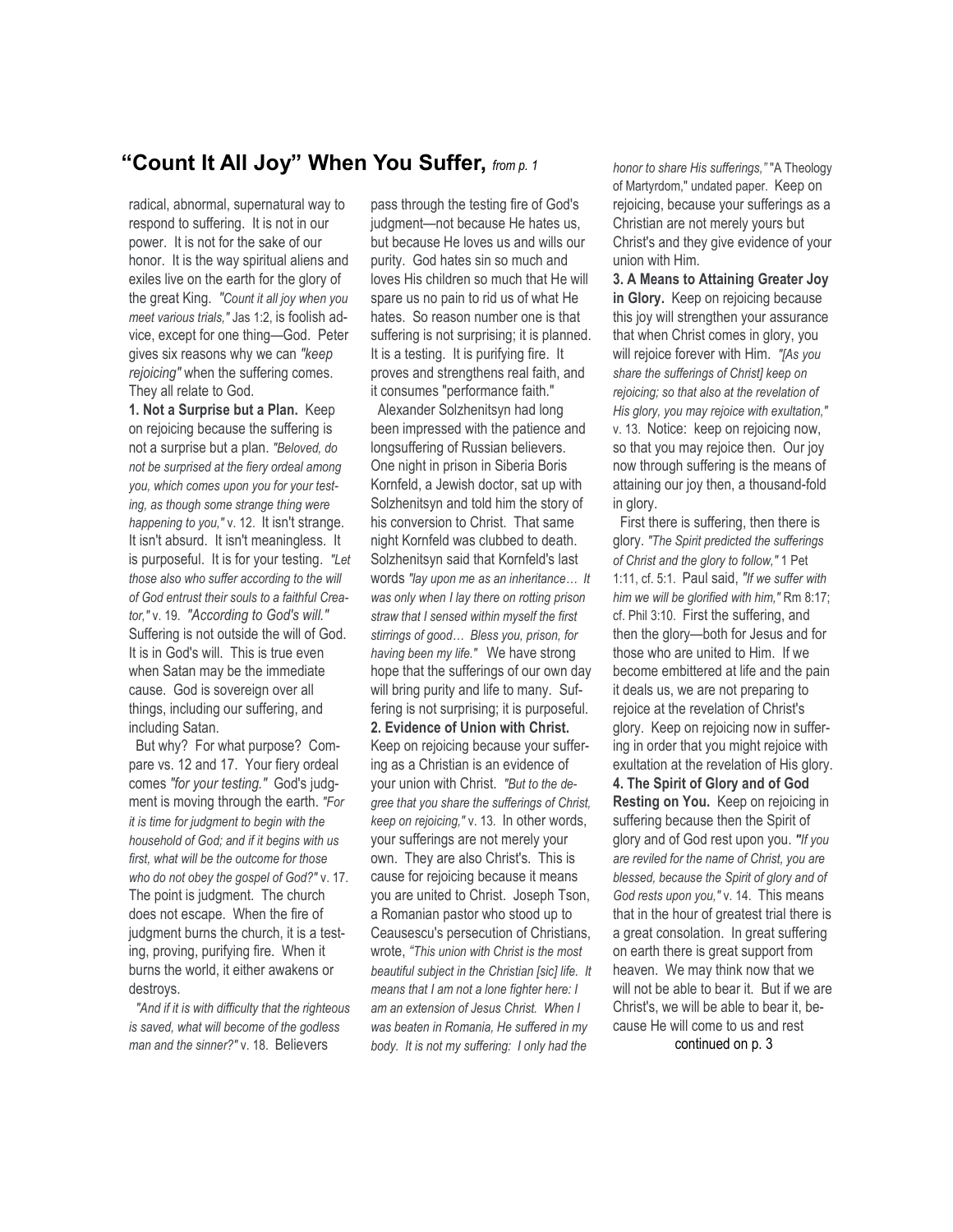## "Count It All Joy" When You Suffer, *from p. 1*

radical, abnormal, supernatural way to respond to suffering. It is not in our power. It is not for the sake of our honor. It is the way spiritual aliens and exiles live on the earth for the glory of the great King. *"Count it all joy when you meet various trials,"* Jas 1:2, is foolish advice, except for one thing—God. Peter gives six reasons why we can *"keep rejoicing"* when the suffering comes. They all relate to God.

**1. Not a Surprise but a Plan.** Keep on rejoicing because the suffering is not a surprise but a plan. *"Beloved, do not be surprised at the fiery ordeal among you, which comes upon you for your testing, as though some strange thing were happening to you,"* v. 12. It isn't strange. It isn't absurd. It isn't meaningless. It is purposeful. It is for your testing. *"Let those also who suffer according to the will of God entrust their souls to a faithful Creator,"* v. 19. *"According to God's will."* Suffering is not outside the will of God. It is in God's will. This is true even when Satan may be the immediate cause. God is sovereign over all things, including our suffering, and including Satan.

But why? For what purpose? Compare vs. 12 and 17. Your fiery ordeal comes *"for your testing."* God's judgment is moving through the earth. *"For it is time for judgment to begin with the household of God; and if it begins with us first, what will be the outcome for those who do not obey the gospel of God?"* v. 17. The point is judgment. The church does not escape. When the fire of judgment burns the church, it is a testing, proving, purifying fire. When it burns the world, it either awakens or destroys.

*"And if it is with difficulty that the righteous is saved, what will become of the godless man and the sinner?"* v. 18. Believers pass through the testing fire of God's judgment—not because He hates us, but because He loves us and wills our purity. God hates sin so much and loves His children so much that He will spare us no pain to rid us of what He hates. So reason number one is that suffering is not surprising; it is planned. It is a testing. It is purifying fire. It proves and strengthens real faith, and it consumes "performance faith."

Alexander Solzhenitsyn had long been impressed with the patience and longsuffering of Russian believers. One night in prison in Siberia Boris Kornfeld, a Jewish doctor, sat up with Solzhenitsyn and told him the story of his conversion to Christ. That same night Kornfeld was clubbed to death. Solzhenitsyn said that Kornfeld's last words *"lay upon me as an inheritance… It was only when I lay there on rotting prison straw that I sensed within myself the first stirrings of good… Bless you, prison, for having been my life."* We have strong hope that the sufferings of our own day will bring purity and life to many. Suffering is not surprising; it is purposeful.

**2. Evidence of Union with Christ.** Keep on rejoicing because your suffering as a Christian is an evidence of your union with Christ. *"But to the degree that you share the sufferings of Christ, keep on rejoicing,"* v. 13. In other words, your sufferings are not merely your own. They are also Christ's. This is cause for rejoicing because it means you are united to Christ. Joseph Tson, a Romanian pastor who stood up to Ceausescu's persecution of Christians, wrote, *"This union with Christ is the most beautiful subject in the Christian [sic] life. It means that I am not a lone fighter here: I am an extension of Jesus Christ. When I was beaten in Romania, He suffered in my body. It is not my suffering: I only had the honor to share His sufferings,"* "A Theology of Martyrdom," undated paper. Keep on rejoicing, because your sufferings as a Christian are not merely yours but Christ's and they give evidence of your union with Him.

**3. A Means to Attaining Greater Joy in Glory.** Keep on rejoicing because this joy will strengthen your assurance that when Christ comes in glory, you will rejoice forever with Him. *"[As you share the sufferings of Christ] keep on rejoicing; so that also at the revelation of His glory, you may rejoice with exultation,"* v. 13. Notice: keep on rejoicing now, so that you may rejoice then. Our joy now through suffering is the means of attaining our joy then, a thousand-fold in glory.

First there is suffering, then there is glory. *"The Spirit predicted the sufferings of Christ and the glory to follow,"* 1 Pet 1:11, cf. 5:1. Paul said, *"If we suffer with him we will be glorified with him,"* Rm 8:17; cf. Phil 3:10. First the suffering, and then the glory—both for Jesus and for those who are united to Him. If we become embittered at life and the pain it deals us, we are not preparing to rejoice at the revelation of Christ's glory. Keep on rejoicing now in suffering in order that you might rejoice with exultation at the revelation of His glory.

**4. The Spirit of Glory and of God Resting on You.** Keep on rejoicing in suffering because then the Spirit of glory and of God rest upon you. *"If you are reviled for the name of Christ, you are blessed, because the Spirit of glory and of God rests upon you,"* v. 14. This means that in the hour of greatest trial there is a great consolation. In great suffering on earth there is great support from heaven. We may think now that we will not be able to bear it. But if we are Christ's, we will be able to bear it, because He will come to us and rest

continued on p. 3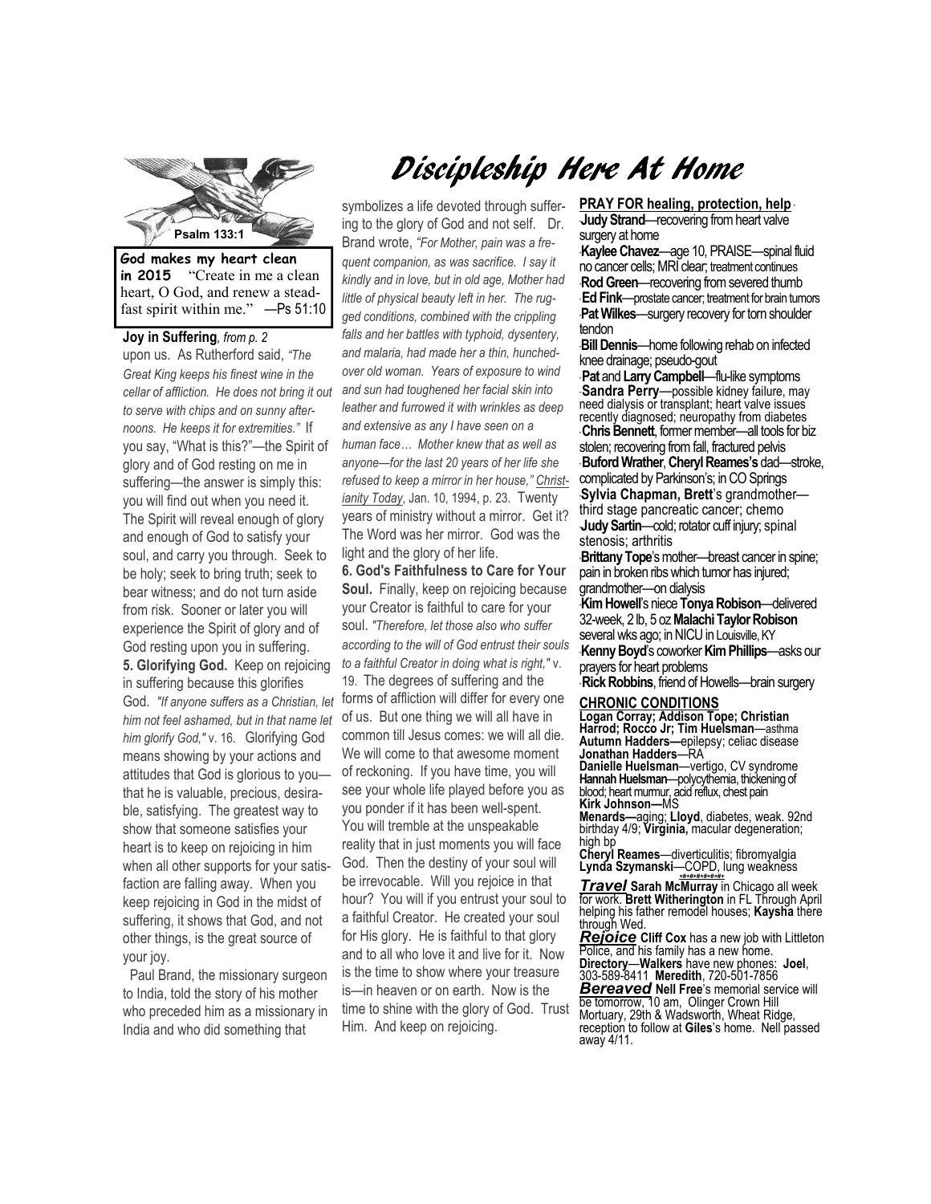Psalm 133:1

**God makes my heart clean in 2015** "Create in me a clean heart, O God, and renew a steadfast spirit within me." —Ps 51:10

# Discipleship Here At Home

**Joy in Suffering**, *from p. 2*

upon us. As Rutherford said, *"The Great King keeps his finest wine in the cellar of affliction. He does not bring it out to serve with chips and on sunny afternoons. He keeps it for extremities."* If you say, "What is this?"—the Spirit of glory and of God resting on me in suffering—the answer is simply this: you will find out when you need it. The Spirit will reveal enough of glory and enough of God to satisfy your soul, and carry you through. Seek to be holy; seek to bring truth; seek to bear witness; and do not turn aside from risk. Sooner or later you will experience the Spirit of glory and of God resting upon you in suffering.

**5. Glorifying God.** Keep on rejoicing in suffering because this glorifies God. *"If anyone suffers as a Christian, let him not feel ashamed, but in that name let him glorify God,"* v. 16. Glorifying God means showing by your actions and attitudes that God is glorious to you—that he is valuable, precious, desirable, satisfying. The greatest way to show that someone satisfies your heart is to keep on rejoicing in him when all other supports for your satisfaction are falling away. When you keep rejoicing in God in the midst of suffering, it shows that God, and not other things, is the great source of your joy.

Paul Brand, the missionary surgeon to India, told the story of his mother who preceded him as a missionary in India and who did something that symbolizes a life devoted through suffering to the glory of God and not self. Dr. Brand wrote, *"For Mother, pain was a frequent companion, as was sacrifice. I say it kindly and in love, but in old age, Mother had little of physical beauty left in her. The rugged conditions, combined with the crippling falls and her battles with typhoid, dysentery, and malaria, had made her a thin, hunched-over old woman. Years of exposure to wind and sun had toughened her facial skin into leather and furrowed it with wrinkles as deep and extensive as any I have seen on a human face… Mother knew that as well as anyone—for the last 20 years of her life she refused to keep a mirror in her house,"* Christianity Today, Jan. 10, 1994, p. 23. Twenty years of ministry without a mirror. Get it? The Word was her mirror. God was the light and the glory of her life.

**6. God's Faithfulness to Care for Your Soul.** Finally, keep on rejoicing because your Creator is faithful to care for your soul. *"Therefore, let those also who suffer according to the will of God entrust their souls to a faithful Creator in doing what is right,"* v. 19. The degrees of suffering and the forms of affliction will differ for every one of us. But one thing we will all have in common till Jesus comes: we will all die. We will come to that awesome moment of reckoning. If you have time, you will see your whole life played before you as you ponder if it has been well-spent. You will tremble at the unspeakable reality that in just moments you will face God. Then the destiny of your soul will be irrevocable. Will you rejoice in that hour? You will if you entrust your soul to a faithful Creator. He created your soul for His glory. He is faithful to that glory and to all who love it and live for it. Now is the time to show where your treasure is—in heaven or on earth. Now is the time to shine with the glory of God. Trust Him. And keep on rejoicing.

**PRAY FOR healing, protection, help**

- **Judy Strand**—recovering from heart valve surgery at home
- **Kaylee Chavez**—age 10, PRAISE—spinal fluid no cancer cells; MRI clear; treatment continues
- **Rod Green**—recovering from severed thumb
- **Ed Fink**—prostate cancer; treatment for brain tumors
- **Pat Wilkes**—surgery recovery for torn shoulder tendon
- **Bill Dennis**—home following rehab on infected knee drainage; pseudo-gout
- **Pat** and **Larry Campbell**—flu-like symptoms
- **Sandra Perry**—possible kidney failure, may need dialysis or transplant; heart valve issues recently diagnosed; neuropathy from diabetes
- **Chris Bennett**, former member—all tools for biz stolen; recovering from fall, fractured pelvis
- **Buford Wrather**, **Cheryl Reames's** dad—stroke, complicated by Parkinson's; in CO Springs
- **Sylvia Chapman, Brett**'s grandmother—third stage pancreatic cancer; chemo
- **Judy Sartin**—cold; rotator cuff injury; spinal stenosis; arthritis
- **Brittany Tope**'s mother—breast cancer in spine; pain in broken ribs which tumor has injured; grandmother—on dialysis
- **Kim Howell**'s niece **Tonya Robison**—delivered 32-week, 2 lb, 5 oz **Malachi Taylor Robison** several wks ago; in NICU in Louisville, KY
- **Kenny Boyd**'s coworker **Kim Phillips**—asks our prayers for heart problems
- **Rick Robbins**, friend of Howells—brain surgery

**CHRONIC CONDITIONS**

**Logan Corray; Addison Tope; Christian Harrod; Rocco Jr; Tim Huelsman**—asthma
**Autumn Hadders**—epilepsy; celiac disease
**Jonathan Hadders**—RA
**Danielle Huelsman**—vertigo, CV syndrome
**Hannah Huelsman**—polycythemia, thickening of blood; heart murmur, acid reflux, chest pain
**Kirk Johnson**—MS
**Menards**—aging; **Lloyd**, diabetes, weak. 92nd birthday 4/9; **Virginia,** macular degeneration; high bp
**Cheryl Reames**—diverticulitis; fibromyalgia
**Lynda Szymanski**—COPD, lung weakness

***Travel*** **Sarah McMurray** in Chicago all week for work. **Brett Witherington** in FL Through April helping his father remodel houses; **Kaysha** there through Wed.

***Rejoice*** **Cliff Cox** has a new job with Littleton Police, and his family has a new home.

**Directory**—**Walkers** have new phones: **Joel**, 303-589-8411 **Meredith**, 720-501-7856

***Bereaved*** **Nell Free**'s memorial service will be tomorrow, 10 am, Olinger Crown Hill Mortuary, 29th & Wadsworth, Wheat Ridge, reception to follow at **Giles**'s home. Nell passed away 4/11.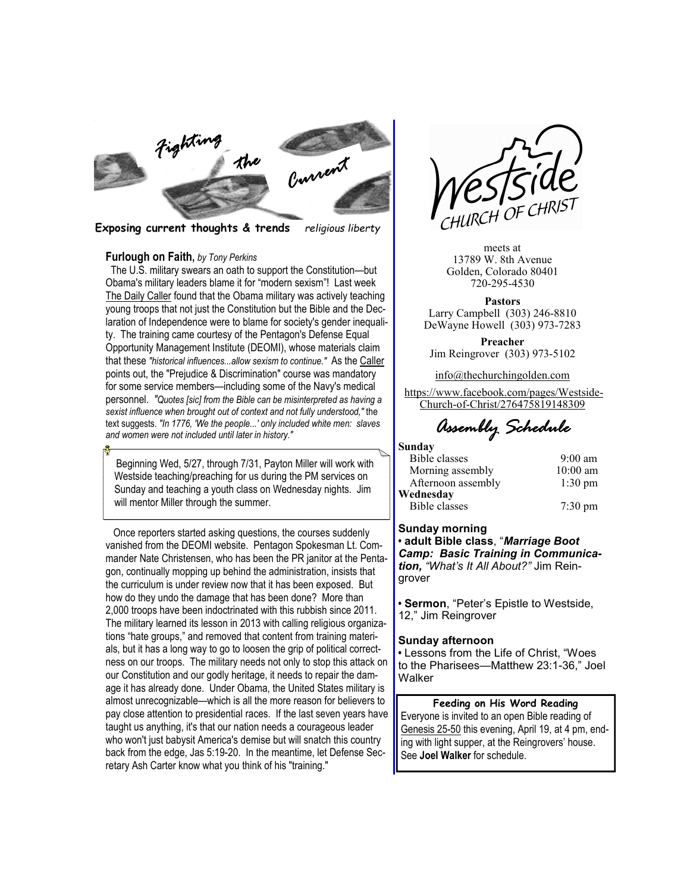*Fighting the Current*

**Exposing current thoughts & trends** *religious liberty*

### Furlough on Faith, *by Tony Perkins*

The U.S. military swears an oath to support the Constitution—but Obama's military leaders blame it for "modern sexism"! Last week The Daily Caller found that the Obama military was actively teaching young troops that not just the Constitution but the Bible and the Declaration of Independence were to blame for society's gender inequality. The training came courtesy of the Pentagon's Defense Equal Opportunity Management Institute (DEOMI), whose materials claim that these *"historical influences...allow sexism to continue."* As the Caller points out, the "Prejudice & Discrimination" course was mandatory for some service members—including some of the Navy's medical personnel. *"Quotes [sic] from the Bible can be misinterpreted as having a sexist influence when brought out of context and not fully understood,"* the text suggests. *"In 1776, 'We the people...' only included white men: slaves and women were not included until later in history."*

> Beginning Wed, 5/27, through 7/31, Payton Miller will work with Westside teaching/preaching for us during the PM services on Sunday and teaching a youth class on Wednesday nights. Jim will mentor Miller through the summer.

Once reporters started asking questions, the courses suddenly vanished from the DEOMI website. Pentagon Spokesman Lt. Commander Nate Christensen, who has been the PR janitor at the Pentagon, continually mopping up behind the administration, insists that the curriculum is under review now that it has been exposed. But how do they undo the damage that has been done? More than 2,000 troops have been indoctrinated with this rubbish since 2011. The military learned its lesson in 2013 with calling religious organizations "hate groups," and removed that content from training materials, but it has a long way to go to loosen the grip of political correctness on our troops. The military needs not only to stop this attack on our Constitution and our godly heritage, it needs to repair the damage it has already done. Under Obama, the United States military is almost unrecognizable—which is all the more reason for believers to pay close attention to presidential races. If the last seven years have taught us anything, it's that our nation needs a courageous leader who won't just babysit America's demise but will snatch this country back from the edge, Jas 5:19-20. In the meantime, let Defense Secretary Ash Carter know what you think of his "training."

## Westside CHURCH OF CHRIST

meets at
13789 W. 8th Avenue
Golden, Colorado 80401
720-295-4530

**Pastors**
Larry Campbell (303) 246-8810
DeWayne Howell (303) 973-7283

**Preacher**
Jim Reingrover (303) 973-5102

info@thechurchingolden.com

https://www.facebook.com/pages/Westside-Church-of-Christ/276475819148309

### *Assembly Schedule*

| | |
|---|---|
| **Sunday** | |
| Bible classes | 9:00 am |
| Morning assembly | 10:00 am |
| Afternoon assembly | 1:30 pm |
| **Wednesday** | |
| Bible classes | 7:30 pm |

**Sunday morning**

- **adult Bible class**, "***Marriage Boot Camp: Basic Training in Communication,*** *"What's It All About?"* Jim Reingrover
- **Sermon**, "Peter's Epistle to Westside, 12," Jim Reingrover

**Sunday afternoon**

- Lessons from the Life of Christ, "Woes to the Pharisees—Matthew 23:1-36," Joel Walker

**Feeding on His Word Reading**

Everyone is invited to an open Bible reading of Genesis 25-50 this evening, April 19, at 4 pm, ending with light supper, at the Reingrovers' house. See **Joel Walker** for schedule.